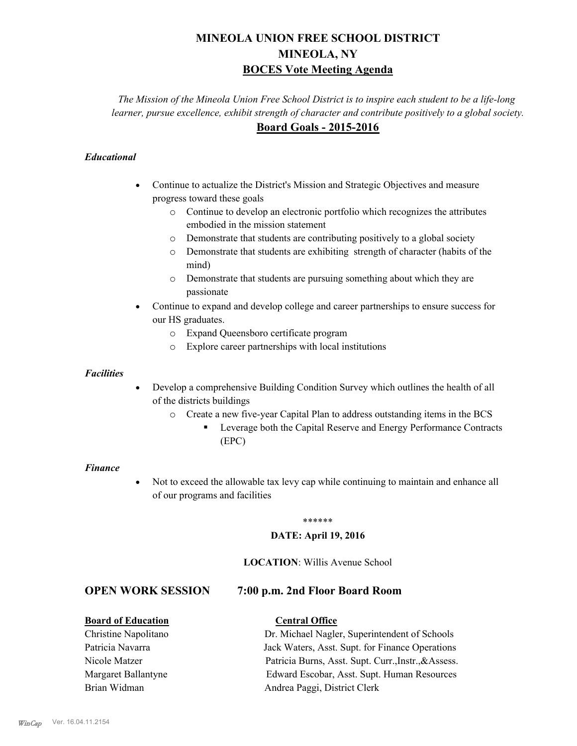# MINEOLA UNION FREE SCHOOL DISTRICT
# MINEOLA, NY
## BOCES Vote Meeting Agenda

*The Mission of the Mineola Union Free School District is to inspire each student to be a life-long learner, pursue excellence, exhibit strength of character and contribute positively to a global society.*

## Board Goals - 2015-2016

***Educational***

- Continue to actualize the District's Mission and Strategic Objectives and measure progress toward these goals
    - Continue to develop an electronic portfolio which recognizes the attributes embodied in the mission statement
    - Demonstrate that students are contributing positively to a global society
    - Demonstrate that students are exhibiting strength of character (habits of the mind)
    - Demonstrate that students are pursuing something about which they are passionate
- Continue to expand and develop college and career partnerships to ensure success for our HS graduates.
    - Expand Queensboro certificate program
    - Explore career partnerships with local institutions

***Facilities***

- Develop a comprehensive Building Condition Survey which outlines the health of all of the districts buildings
    - Create a new five-year Capital Plan to address outstanding items in the BCS
        - Leverage both the Capital Reserve and Energy Performance Contracts (EPC)

***Finance***

- Not to exceed the allowable tax levy cap while continuing to maintain and enhance all of our programs and facilities

\*\*\*\*\*\*

**DATE: April 19, 2016**

**LOCATION**: Willis Avenue School

## OPEN WORK SESSION 7:00 p.m. 2nd Floor Board Room

| **Board of Education** | **Central Office** |
|---|---|
| Christine Napolitano | Dr. Michael Nagler, Superintendent of Schools |
| Patricia Navarra | Jack Waters, Asst. Supt. for Finance Operations |
| Nicole Matzer | Patricia Burns, Asst. Supt. Curr.,Instr.,&Assess. |
| Margaret Ballantyne | Edward Escobar, Asst. Supt. Human Resources |
| Brian Widman | Andrea Paggi, District Clerk |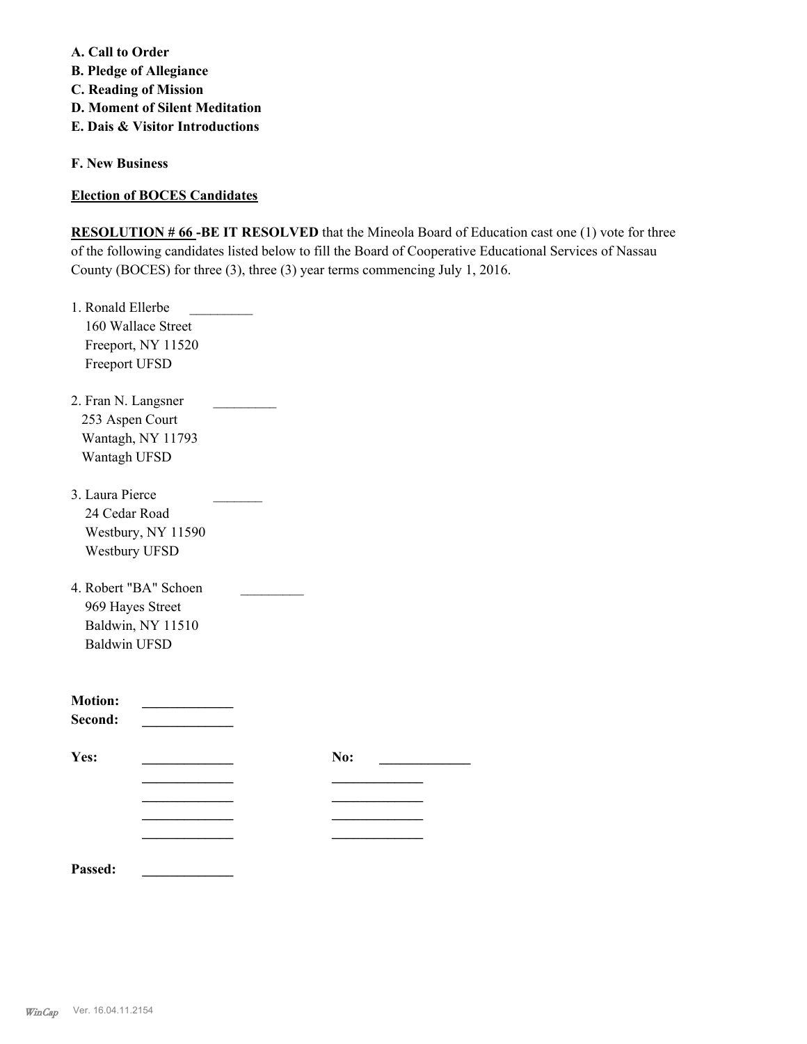**A. Call to Order**
**B. Pledge of Allegiance**
**C. Reading of Mission**
**D. Moment of Silent Meditation**
**E. Dais & Visitor Introductions**

**F. New Business**

**Election of BOCES Candidates**

**RESOLUTION # 66 -BE IT RESOLVED** that the Mineola Board of Education cast one (1) vote for three of the following candidates listed below to fill the Board of Cooperative Educational Services of Nassau County (BOCES) for three (3), three (3) year terms commencing July 1, 2016.

1. Ronald Ellerbe \_\_\_\_\_\_\_\_\_
   160 Wallace Street
   Freeport, NY 11520
   Freeport UFSD

2. Fran N. Langsner \_\_\_\_\_\_\_\_\_
   253 Aspen Court
   Wantagh, NY 11793
   Wantagh UFSD

3. Laura Pierce \_\_\_\_\_\_\_
   24 Cedar Road
   Westbury, NY 11590
   Westbury UFSD

4. Robert "BA" Schoen \_\_\_\_\_\_\_\_\_
   969 Hayes Street
   Baldwin, NY 11510
   Baldwin UFSD

**Motion:** \_\_\_\_\_\_\_\_\_\_\_\_\_
**Second:** \_\_\_\_\_\_\_\_\_\_\_\_\_

| **Yes:** | | **No:** |
|---|---|---|
| \_\_\_\_\_\_\_\_\_\_\_\_\_ | | \_\_\_\_\_\_\_\_\_\_\_\_\_ |
| \_\_\_\_\_\_\_\_\_\_\_\_\_ | | \_\_\_\_\_\_\_\_\_\_\_\_\_ |
| \_\_\_\_\_\_\_\_\_\_\_\_\_ | | \_\_\_\_\_\_\_\_\_\_\_\_\_ |
| \_\_\_\_\_\_\_\_\_\_\_\_\_ | | \_\_\_\_\_\_\_\_\_\_\_\_\_ |
| \_\_\_\_\_\_\_\_\_\_\_\_\_ | | \_\_\_\_\_\_\_\_\_\_\_\_\_ |

**Passed:** \_\_\_\_\_\_\_\_\_\_\_\_\_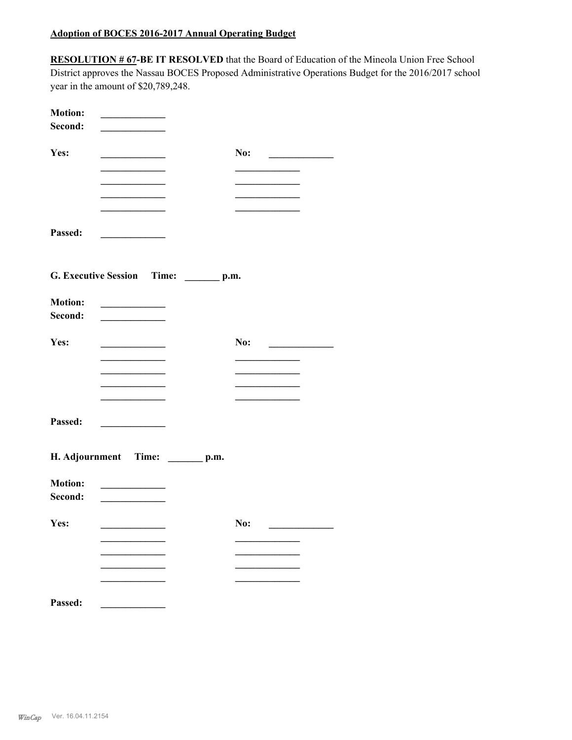**Adoption of BOCES 2016-2017 Annual Operating Budget**

**RESOLUTION # 67-BE IT RESOLVED** that the Board of Education of the Mineola Union Free School District approves the Nassau BOCES Proposed Administrative Operations Budget for the 2016/2017 school year in the amount of $20,789,248.

**Motion:** _____________
**Second:** _____________

**Yes:** _____________ **No:** _____________
_____________ _____________
_____________ _____________
_____________ _____________
_____________ _____________

**Passed:** _____________

**G. Executive Session Time: _______ p.m.**

**Motion:** _____________
**Second:** _____________

**Yes:** _____________ **No:** _____________
_____________ _____________
_____________ _____________
_____________ _____________
_____________ _____________

**Passed:** _____________

**H. Adjournment Time: _______ p.m.**

**Motion:** _____________
**Second:** _____________

**Yes:** _____________ **No:** _____________
_____________ _____________
_____________ _____________
_____________ _____________
_____________ _____________

**Passed:** _____________